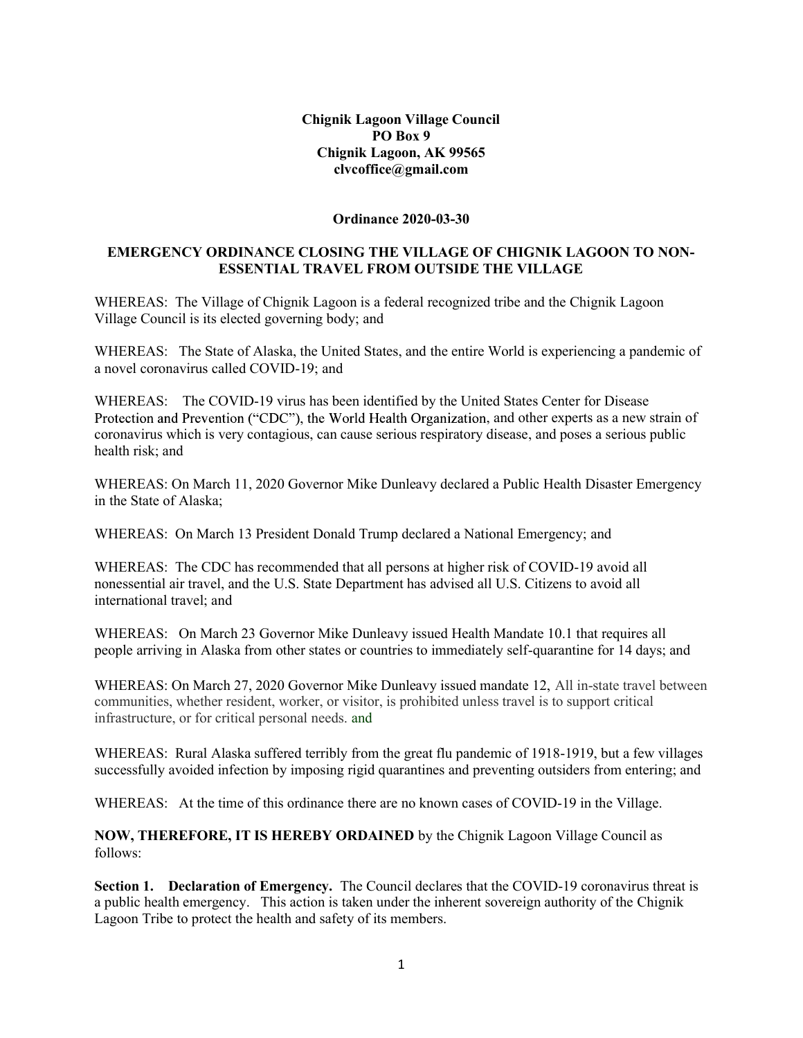**Chignik Lagoon Village Council**
**PO Box 9**
**Chignik Lagoon, AK 99565**
**clvcoffice@gmail.com**

**Ordinance 2020-03-30**

## EMERGENCY ORDINANCE CLOSING THE VILLAGE OF CHIGNIK LAGOON TO NON-ESSENTIAL TRAVEL FROM OUTSIDE THE VILLAGE

WHEREAS: The Village of Chignik Lagoon is a federal recognized tribe and the Chignik Lagoon Village Council is its elected governing body; and

WHEREAS: The State of Alaska, the United States, and the entire World is experiencing a pandemic of a novel coronavirus called COVID-19; and

WHEREAS: The COVID-19 virus has been identified by the United States Center for Disease Protection and Prevention ("CDC"), the World Health Organization, and other experts as a new strain of coronavirus which is very contagious, can cause serious respiratory disease, and poses a serious public health risk; and

WHEREAS: On March 11, 2020 Governor Mike Dunleavy declared a Public Health Disaster Emergency in the State of Alaska;

WHEREAS: On March 13 President Donald Trump declared a National Emergency; and

WHEREAS: The CDC has recommended that all persons at higher risk of COVID-19 avoid all nonessential air travel, and the U.S. State Department has advised all U.S. Citizens to avoid all international travel; and

WHEREAS: On March 23 Governor Mike Dunleavy issued Health Mandate 10.1 that requires all people arriving in Alaska from other states or countries to immediately self-quarantine for 14 days; and

WHEREAS: On March 27, 2020 Governor Mike Dunleavy issued mandate 12, All in-state travel between communities, whether resident, worker, or visitor, is prohibited unless travel is to support critical infrastructure, or for critical personal needs. and

WHEREAS: Rural Alaska suffered terribly from the great flu pandemic of 1918-1919, but a few villages successfully avoided infection by imposing rigid quarantines and preventing outsiders from entering; and

WHEREAS: At the time of this ordinance there are no known cases of COVID-19 in the Village.

**NOW, THEREFORE, IT IS HEREBY ORDAINED** by the Chignik Lagoon Village Council as follows:

**Section 1. Declaration of Emergency.** The Council declares that the COVID-19 coronavirus threat is a public health emergency. This action is taken under the inherent sovereign authority of the Chignik Lagoon Tribe to protect the health and safety of its members.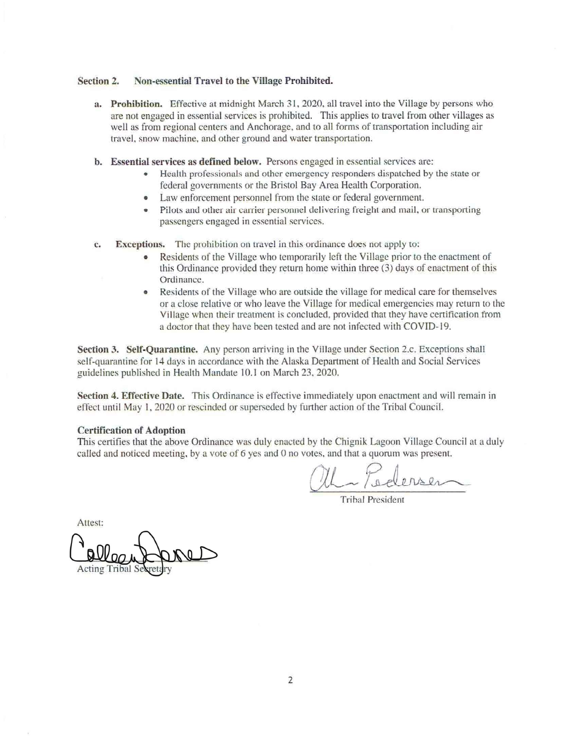**Section 2. Non-essential Travel to the Village Prohibited.**

a. **Prohibition.** Effective at midnight March 31, 2020, all travel into the Village by persons who are not engaged in essential services is prohibited. This applies to travel from other villages as well as from regional centers and Anchorage, and to all forms of transportation including air travel, snow machine, and other ground and water transportation.

b. **Essential services as defined below.** Persons engaged in essential services are:

- Health professionals and other emergency responders dispatched by the state or federal governments or the Bristol Bay Area Health Corporation.
- Law enforcement personnel from the state or federal government.
- Pilots and other air carrier personnel delivering freight and mail, or transporting passengers engaged in essential services.

c. **Exceptions.** The prohibition on travel in this ordinance does not apply to:

- Residents of the Village who temporarily left the Village prior to the enactment of this Ordinance provided they return home within three (3) days of enactment of this Ordinance.
- Residents of the Village who are outside the village for medical care for themselves or a close relative or who leave the Village for medical emergencies may return to the Village when their treatment is concluded, provided that they have certification from a doctor that they have been tested and are not infected with COVID-19.

**Section 3. Self-Quarantine.** Any person arriving in the Village under Section 2.c. Exceptions shall self-quarantine for 14 days in accordance with the Alaska Department of Health and Social Services guidelines published in Health Mandate 10.1 on March 23, 2020.

**Section 4. Effective Date.** This Ordinance is effective immediately upon enactment and will remain in effect until May 1, 2020 or rescinded or superseded by further action of the Tribal Council.

**Certification of Adoption**

This certifies that the above Ordinance was duly enacted by the Chignik Lagoon Village Council at a duly called and noticed meeting, by a vote of 6 yes and 0 no votes, and that a quorum was present.

Al Pedersen

Tribal President

Attest:

Colleen Jones

Acting Tribal Secretary